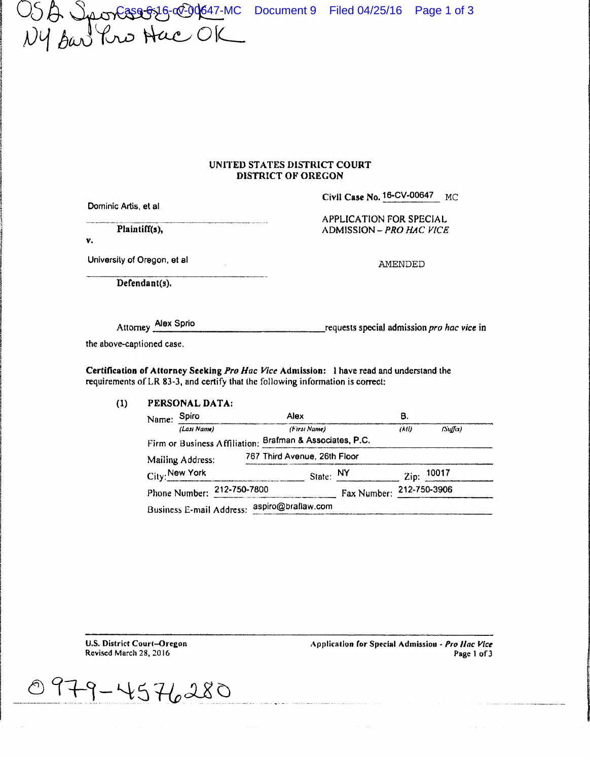OSB Sponsor OK
NY Bar Pro Hac OK

**UNITED STATES DISTRICT COURT**
**DISTRICT OF OREGON**

Dominic Artis, et al

**Plaintiff(s),**

v.

University of Oregon, et al

**Defendant(s).**

**Civil Case No.** 16-CV-00647 MC

APPLICATION FOR SPECIAL ADMISSION – *PRO HAC VICE*

AMENDED

Attorney Alex Sprio requests special admission *pro hac vice* in the above-captioned case.

**Certification of Attorney Seeking *Pro Hac Vice* Admission:** I have read and understand the requirements of LR 83-3, and certify that the following information is correct:

(1) **PERSONAL DATA:**

Name: Spiro (*Last Name*) Alex (*First Name*) B. (*MI*) (*Suffix*)

Firm or Business Affiliation: Brafman & Associates, P.C.

Mailing Address: 767 Third Avenue, 26th Floor

City: New York State: NY Zip: 10017

Phone Number: 212-750-7800 Fax Number: 212-750-3906

Business E-mail Address: aspiro@braflaw.com

O 979-4576280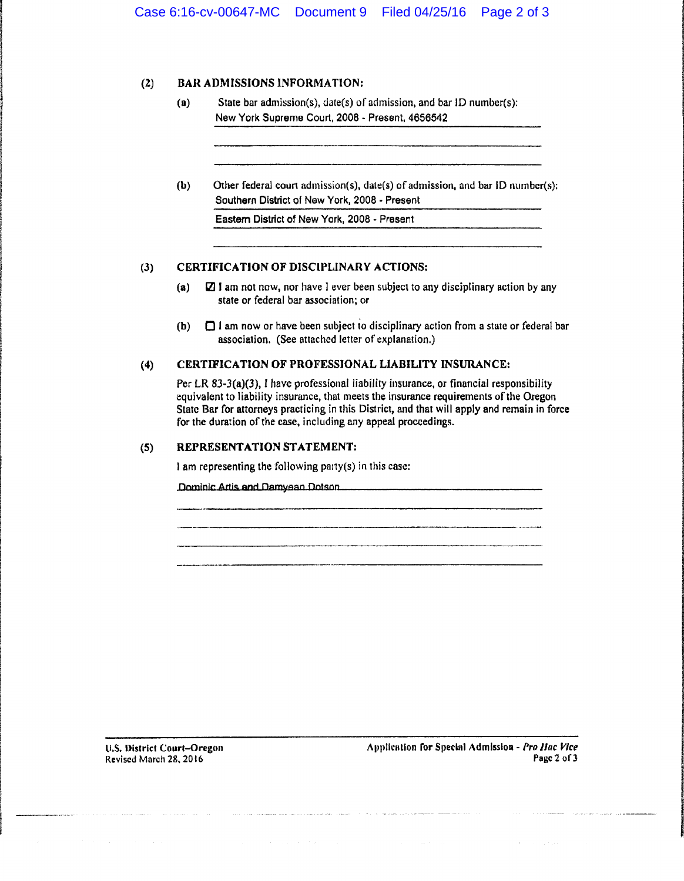**(2) BAR ADMISSIONS INFORMATION:**

(a) State bar admission(s), date(s) of admission, and bar ID number(s):

New York Supreme Court, 2008 - Present, 4656542

(b) Other federal court admission(s), date(s) of admission, and bar ID number(s):

Southern District of New York, 2008 - Present

Eastern District of New York, 2008 - Present

**(3) CERTIFICATION OF DISCIPLINARY ACTIONS:**

(a) ☑ I am not now, nor have I ever been subject to any disciplinary action by any state or federal bar association; or

(b) ☐ I am now or have been subject to disciplinary action from a state or federal bar association. (See attached letter of explanation.)

**(4) CERTIFICATION OF PROFESSIONAL LIABILITY INSURANCE:**

Per LR 83-3(a)(3), I have professional liability insurance, or financial responsibility equivalent to liability insurance, that meets the insurance requirements of the Oregon State Bar for attorneys practicing in this District, and that will apply and remain in force for the duration of the case, including any appeal proceedings.

**(5) REPRESENTATION STATEMENT:**

I am representing the following party(s) in this case:

Dominic Artis and Damyean Dotson

U.S. District Court–Oregon
Revised March 28, 2016

Application for Special Admission - *Pro Hac Vice*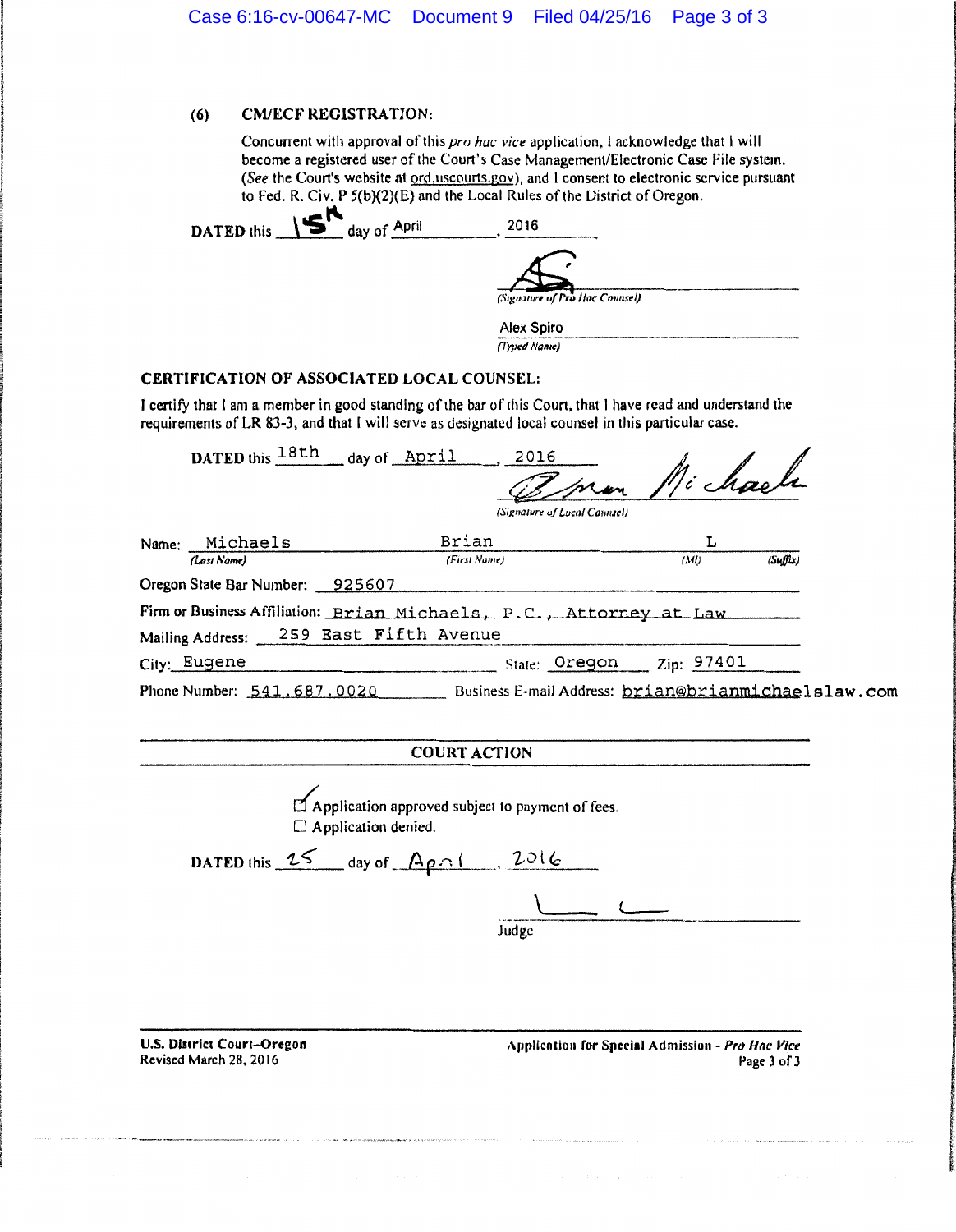## (6) CM/ECF REGISTRATION:

Concurrent with approval of this *pro hac vice* application, I acknowledge that I will become a registered user of the Court's Case Management/Electronic Case File system. (*See* the Court's website at ord.uscourts.gov), and I consent to electronic service pursuant to Fed. R. Civ. P 5(b)(2)(E) and the Local Rules of the District of Oregon.

**DATED** this 15th day of April, 2016

_______________________
*(Signature of Pro Hac Counsel)*

Alex Spiro
*(Typed Name)*

## CERTIFICATION OF ASSOCIATED LOCAL COUNSEL:

I certify that I am a member in good standing of the bar of this Court, that I have read and understand the requirements of LR 83-3, and that I will serve as designated local counsel in this particular case.

**DATED** this 18th day of April, 2016

_______________________
*(Signature of Local Counsel)*

Name: Michaels *(Last Name)* Brian *(First Name)* L *(MI)* *(Suffix)*

Oregon State Bar Number: 925607

Firm or Business Affiliation: Brian Michaels, P.C., Attorney at Law

Mailing Address: 259 East Fifth Avenue

City: Eugene State: Oregon Zip: 97401

Phone Number: 541.687.0020 Business E-mail Address: brian@brianmichaelslaw.com

## COURT ACTION

☑ Application approved subject to payment of fees.
☐ Application denied.

**DATED** this 25 day of April, 2016

_______________________
Judge